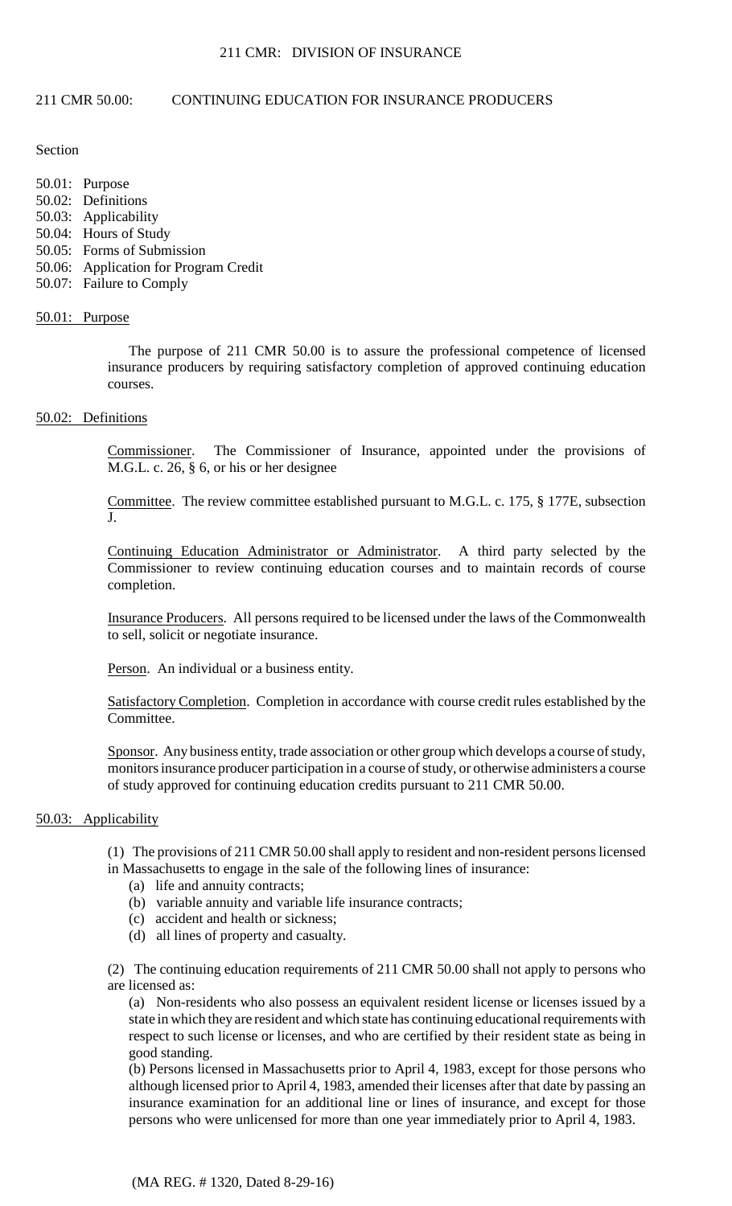# 211 CMR 50.00: CONTINUING EDUCATION FOR INSURANCE PRODUCERS

Section

50.01: Purpose
50.02: Definitions
50.03: Applicability
50.04: Hours of Study
50.05: Forms of Submission
50.06: Application for Program Credit
50.07: Failure to Comply

## 50.01: Purpose

The purpose of 211 CMR 50.00 is to assure the professional competence of licensed insurance producers by requiring satisfactory completion of approved continuing education courses.

## 50.02: Definitions

Commissioner. The Commissioner of Insurance, appointed under the provisions of M.G.L. c. 26, § 6, or his or her designee

Committee. The review committee established pursuant to M.G.L. c. 175, § 177E, subsection J.

Continuing Education Administrator or Administrator. A third party selected by the Commissioner to review continuing education courses and to maintain records of course completion.

Insurance Producers. All persons required to be licensed under the laws of the Commonwealth to sell, solicit or negotiate insurance.

Person. An individual or a business entity.

Satisfactory Completion. Completion in accordance with course credit rules established by the Committee.

Sponsor. Any business entity, trade association or other group which develops a course of study, monitors insurance producer participation in a course of study, or otherwise administers a course of study approved for continuing education credits pursuant to 211 CMR 50.00.

## 50.03: Applicability

(1) The provisions of 211 CMR 50.00 shall apply to resident and non-resident persons licensed in Massachusetts to engage in the sale of the following lines of insurance:

(a) life and annuity contracts;
(b) variable annuity and variable life insurance contracts;
(c) accident and health or sickness;
(d) all lines of property and casualty.

(2) The continuing education requirements of 211 CMR 50.00 shall not apply to persons who are licensed as:

(a) Non-residents who also possess an equivalent resident license or licenses issued by a state in which they are resident and which state has continuing educational requirements with respect to such license or licenses, and who are certified by their resident state as being in good standing.

(b) Persons licensed in Massachusetts prior to April 4, 1983, except for those persons who although licensed prior to April 4, 1983, amended their licenses after that date by passing an insurance examination for an additional line or lines of insurance, and except for those persons who were unlicensed for more than one year immediately prior to April 4, 1983.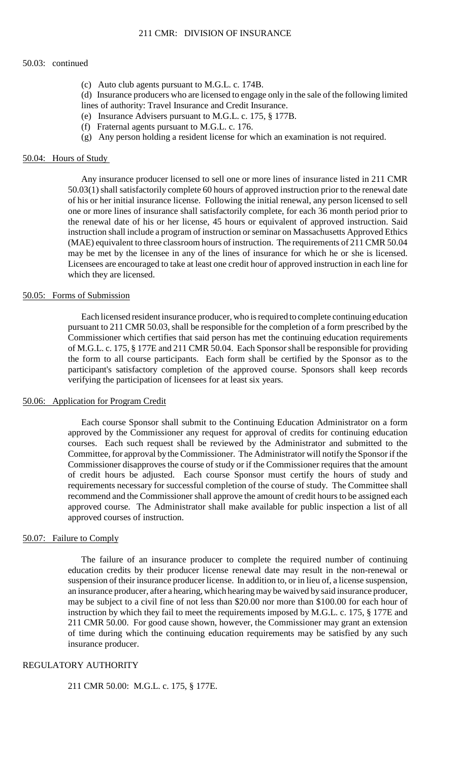50.03: continued

(c) Auto club agents pursuant to M.G.L. c. 174B.

(d) Insurance producers who are licensed to engage only in the sale of the following limited lines of authority: Travel Insurance and Credit Insurance.

(e) Insurance Advisers pursuant to M.G.L. c. 175, § 177B.

(f) Fraternal agents pursuant to M.G.L. c. 176.

(g) Any person holding a resident license for which an examination is not required.

## 50.04: Hours of Study

Any insurance producer licensed to sell one or more lines of insurance listed in 211 CMR 50.03(1) shall satisfactorily complete 60 hours of approved instruction prior to the renewal date of his or her initial insurance license. Following the initial renewal, any person licensed to sell one or more lines of insurance shall satisfactorily complete, for each 36 month period prior to the renewal date of his or her license, 45 hours or equivalent of approved instruction. Said instruction shall include a program of instruction or seminar on Massachusetts Approved Ethics (MAE) equivalent to three classroom hours of instruction. The requirements of 211 CMR 50.04 may be met by the licensee in any of the lines of insurance for which he or she is licensed. Licensees are encouraged to take at least one credit hour of approved instruction in each line for which they are licensed.

## 50.05: Forms of Submission

Each licensed resident insurance producer, who is required to complete continuing education pursuant to 211 CMR 50.03, shall be responsible for the completion of a form prescribed by the Commissioner which certifies that said person has met the continuing education requirements of M.G.L. c. 175, § 177E and 211 CMR 50.04. Each Sponsor shall be responsible for providing the form to all course participants. Each form shall be certified by the Sponsor as to the participant's satisfactory completion of the approved course. Sponsors shall keep records verifying the participation of licensees for at least six years.

## 50.06: Application for Program Credit

Each course Sponsor shall submit to the Continuing Education Administrator on a form approved by the Commissioner any request for approval of credits for continuing education courses. Each such request shall be reviewed by the Administrator and submitted to the Committee, for approval by the Commissioner. The Administrator will notify the Sponsor if the Commissioner disapproves the course of study or if the Commissioner requires that the amount of credit hours be adjusted. Each course Sponsor must certify the hours of study and requirements necessary for successful completion of the course of study. The Committee shall recommend and the Commissioner shall approve the amount of credit hours to be assigned each approved course. The Administrator shall make available for public inspection a list of all approved courses of instruction.

## 50.07: Failure to Comply

The failure of an insurance producer to complete the required number of continuing education credits by their producer license renewal date may result in the non-renewal or suspension of their insurance producer license. In addition to, or in lieu of, a license suspension, an insurance producer, after a hearing, which hearing may be waived by said insurance producer, may be subject to a civil fine of not less than $20.00 nor more than $100.00 for each hour of instruction by which they fail to meet the requirements imposed by M.G.L. c. 175, § 177E and 211 CMR 50.00. For good cause shown, however, the Commissioner may grant an extension of time during which the continuing education requirements may be satisfied by any such insurance producer.

## REGULATORY AUTHORITY

211 CMR 50.00: M.G.L. c. 175, § 177E.